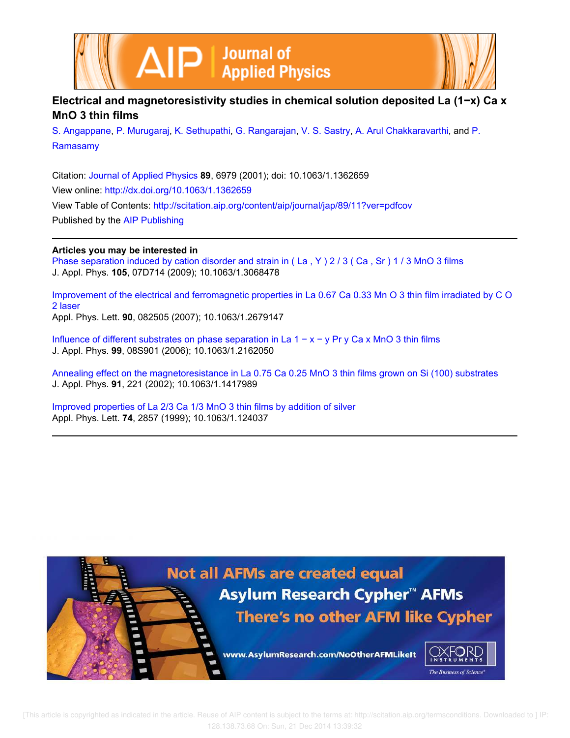# Electrical and magnetoresistivity studies in chemical solution deposited $La_{(1-x)}Ca_xMnO_3$ thin films

S. Angappane, P. Murugaraj, K. Sethupathi, G. Rangarajan, V. S. Sastry, A. Arul Chakkaravarthi, and P. Ramasamy

Citation: Journal of Applied Physics **89**, 6979 (2001); doi: 10.1063/1.1362659

View online: http://dx.doi.org/10.1063/1.1362659

View Table of Contents: http://scitation.aip.org/content/aip/journal/jap/89/11?ver=pdfcov

Published by the AIP Publishing

## Articles you may be interested in

Phase separation induced by cation disorder and strain in $(La, Y)_{2/3}(Ca, Sr)_{1/3}MnO_3$ films
J. Appl. Phys. **105**, 07D714 (2009); 10.1063/1.3068478

Improvement of the electrical and ferromagnetic properties in $La_{0.67}Ca_{0.33}MnO_3$ thin film irradiated by $CO_2$ laser
Appl. Phys. Lett. **90**, 082505 (2007); 10.1063/1.2679147

Influence of different substrates on phase separation in $La_{1-x-y}Pr_yCa_xMnO_3$ thin films
J. Appl. Phys. **99**, 08S901 (2006); 10.1063/1.2162050

Annealing effect on the magnetoresistance in $La_{0.75}Ca_{0.25}MnO_3$ thin films grown on Si (100) substrates
J. Appl. Phys. **91**, 221 (2002); 10.1063/1.1417989

Improved properties of $La_{2/3}Ca_{1/3}MnO_3$ thin films by addition of silver
Appl. Phys. Lett. **74**, 2857 (1999); 10.1063/1.124037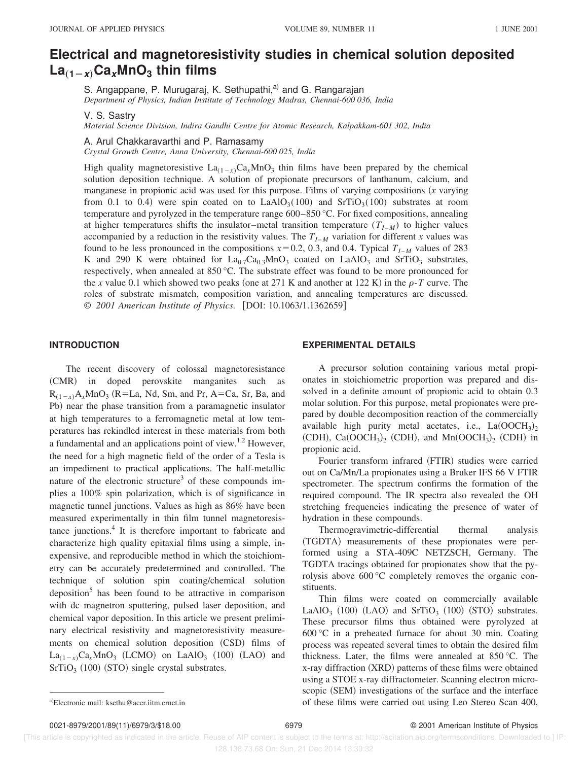# Electrical and magnetoresistivity studies in chemical solution deposited $La_{(1-x)}Ca_xMnO_3$ thin films

S. Angappane, P. Murugaraj, K. Sethupathi,[a] and G. Rangarajan
*Department of Physics, Indian Institute of Technology Madras, Chennai-600 036, India*

V. S. Sastry
*Material Science Division, Indira Gandhi Centre for Atomic Research, Kalpakkam-601 302, India*

A. Arul Chakkaravarthi and P. Ramasamy
*Crystal Growth Centre, Anna University, Chennai-600 025, India*

High quality magnetoresistive $La_{(1-x)}Ca_xMnO_3$ thin films have been prepared by the chemical solution deposition technique. A solution of propionate precursors of lanthanum, calcium, and manganese in propionic acid was used for this purpose. Films of varying compositions ($x$ varying from 0.1 to 0.4) were spin coated on to $LaAlO_3$(100) and $SrTiO_3$(100) substrates at room temperature and pyrolyzed in the temperature range 600–850 °C. For fixed compositions, annealing at higher temperatures shifts the insulator–metal transition temperature ($T_{I-M}$) to higher values accompanied by a reduction in the resistivity values. The $T_{I-M}$ variation for different $x$ values was found to be less pronounced in the compositions $x=0.2$, 0.3, and 0.4. Typical $T_{I-M}$ values of 283 K and 290 K were obtained for $La_{0.7}Ca_{0.3}MnO_3$ coated on $LaAlO_3$ and $SrTiO_3$ substrates, respectively, when annealed at 850 °C. The substrate effect was found to be more pronounced for the $x$ value 0.1 which showed two peaks (one at 271 K and another at 122 K) in the $\rho$-$T$ curve. The roles of substrate mismatch, composition variation, and annealing temperatures are discussed. © *2001 American Institute of Physics.* [DOI: 10.1063/1.1362659]

## INTRODUCTION

The recent discovery of colossal magnetoresistance (CMR) in doped perovskite manganites such as $R_{(1-x)}A_xMnO_3$ (R=La, Nd, Sm, and Pr, A=Ca, Sr, Ba, and Pb) near the phase transition from a paramagnetic insulator at high temperatures to a ferromagnetic metal at low temperatures has rekindled interest in these materials from both a fundamental and an applications point of view.[1,2] However, the need for a high magnetic field of the order of a Tesla is an impediment to practical applications. The half-metallic nature of the electronic structure[3] of these compounds implies a 100% spin polarization, which is of significance in magnetic tunnel junctions. Values as high as 86% have been measured experimentally in thin film tunnel magnetoresistance junctions.[4] It is therefore important to fabricate and characterize high quality epitaxial films using a simple, inexpensive, and reproducible method in which the stoichiometry can be accurately predetermined and controlled. The technique of solution spin coating/chemical solution deposition[5] has been found to be attractive in comparison with dc magnetron sputtering, pulsed laser deposition, and chemical vapor deposition. In this article we present preliminary electrical resistivity and magnetoresistivity measurements on chemical solution deposition (CSD) films of $La_{(1-x)}Ca_xMnO_3$ (LCMO) on $LaAlO_3$ (100) (LAO) and $SrTiO_3$ (100) (STO) single crystal substrates.

## EXPERIMENTAL DETAILS

A precursor solution containing various metal propionates in stoichiometric proportion was prepared and dissolved in a definite amount of propionic acid to obtain 0.3 molar solution. For this purpose, metal propionates were prepared by double decomposition reaction of the commercially available high purity metal acetates, i.e., $La(OOCH_3)_2$ (CDH), $Ca(OOCH_3)_2$ (CDH), and $Mn(OOCH_3)_2$ (CDH) in propionic acid.

Fourier transform infrared (FTIR) studies were carried out on Ca/Mn/La propionates using a Bruker IFS 66 V FTIR spectrometer. The spectrum confirms the formation of the required compound. The IR spectra also revealed the OH stretching frequencies indicating the presence of water of hydration in these compounds.

Thermogravimetric-differential thermal analysis (TGDTA) measurements of these propionates were performed using a STA-409C NETZSCH, Germany. The TGDTA tracings obtained for propionates show that the pyrolysis above 600 °C completely removes the organic constituents.

Thin films were coated on commercially available $LaAlO_3$ (100) (LAO) and $SrTiO_3$ (100) (STO) substrates. These precursor films thus obtained were pyrolyzed at 600 °C in a preheated furnace for about 30 min. Coating process was repeated several times to obtain the desired film thickness. Later, the films were annealed at 850 °C. The x-ray diffraction (XRD) patterns of these films were obtained using a STOE x-ray diffractometer. Scanning electron microscopic (SEM) investigations of the surface and the interface of these films were carried out using Leo Stereo Scan 400,

[a]Electronic mail: ksethu@acer.iitm.ernet.in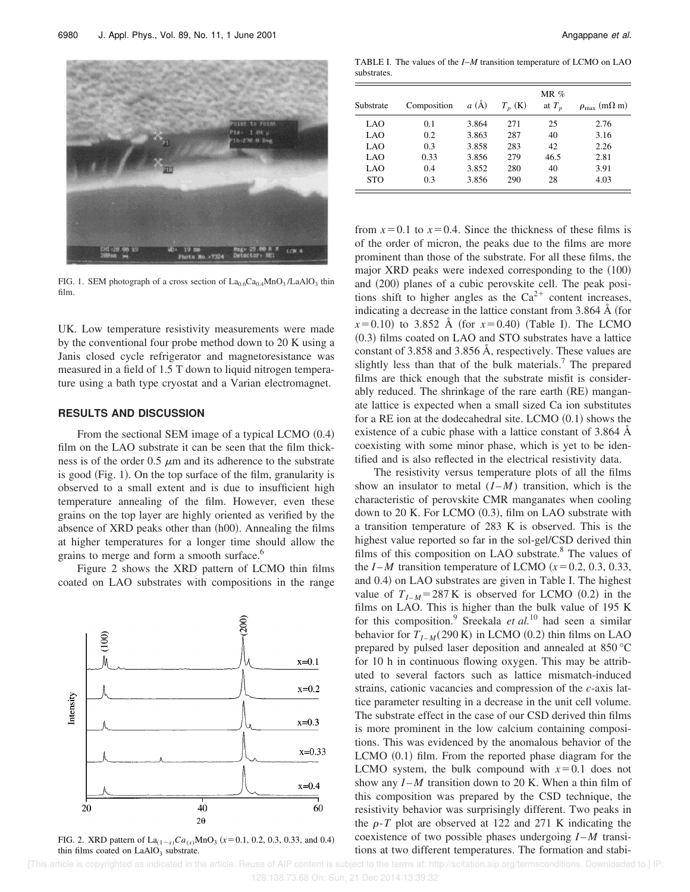FIG. 1. SEM photograph of a cross section of $La_{0.6}Ca_{0.4}MnO_3$/$LaAlO_3$ thin film.

UK. Low temperature resistivity measurements were made by the conventional four probe method down to 20 K using a Janis closed cycle refrigerator and magnetoresistance was measured in a field of 1.5 T down to liquid nitrogen temperature using a bath type cryostat and a Varian electromagnet.

## RESULTS AND DISCUSSION

From the sectional SEM image of a typical LCMO (0.4) film on the LAO substrate it can be seen that the film thickness is of the order 0.5 $\mu$m and its adherence to the substrate is good (Fig. 1). On the top surface of the film, granularity is observed to a small extent and is due to insufficient high temperature annealing of the film. However, even these grains on the top layer are highly oriented as verified by the absence of XRD peaks other than (h00). Annealing the films at higher temperatures for a longer time should allow the grains to merge and form a smooth surface.[6]

Figure 2 shows the XRD pattern of LCMO thin films coated on LAO substrates with compositions in the range from $x=0.1$ to $x=0.4$. Since the thickness of these films is of the order of micron, the peaks due to the films are more prominent than those of the substrate. For all these films, the major XRD peaks were indexed corresponding to the (100) and (200) planes of a cubic perovskite cell. The peak positions shift to higher angles as the $Ca^{2+}$ content increases, indicating a decrease in the lattice constant from 3.864 Å (for $x=0.10$) to 3.852 Å (for $x=0.40$) (Table I). The LCMO (0.3) films coated on LAO and STO substrates have a lattice constant of 3.858 and 3.856 Å, respectively. These values are slightly less than that of the bulk materials.[7] The prepared films are thick enough that the substrate misfit is considerably reduced. The shrinkage of the rare earth (RE) manganate lattice is expected when a small sized Ca ion substitutes for a RE ion at the dodecahedral site. LCMO (0.1) shows the existence of a cubic phase with a lattice constant of 3.864 Å coexisting with some minor phase, which is yet to be identified and is also reflected in the electrical resistivity data.

FIG. 2. XRD pattern of $La_{(1-x)}Ca_{(x)}MnO_3$ ($x=0.1$, 0.2, 0.3, 0.33, and 0.4) thin films coated on $LaAlO_3$ substrate.

TABLE I. The values of the $I$–$M$ transition temperature of LCMO on LAO substrates.

| Substrate | Composition | $a$ (Å) | $T_p$ (K) | MR % at $T_p$ | $\rho_{max}$ (m$\Omega$ m) |
|---|---|---|---|---|---|
| LAO | 0.1 | 3.864 | 271 | 25 | 2.76 |
| LAO | 0.2 | 3.863 | 287 | 40 | 3.16 |
| LAO | 0.3 | 3.858 | 283 | 42 | 2.26 |
| LAO | 0.33 | 3.856 | 279 | 46.5 | 2.81 |
| LAO | 0.4 | 3.852 | 280 | 40 | 3.91 |
| STO | 0.3 | 3.856 | 290 | 28 | 4.03 |

The resistivity versus temperature plots of all the films show an insulator to metal ($I$–$M$) transition, which is the characteristic of perovskite CMR manganates when cooling down to 20 K. For LCMO (0.3), film on LAO substrate with a transition temperature of 283 K is observed. This is the highest value reported so far in the sol-gel/CSD derived thin films of this composition on LAO substrate.[8] The values of the $I$–$M$ transition temperature of LCMO ($x=0.2$, 0.3, 0.33, and 0.4) on LAO substrates are given in Table I. The highest value of $T_{I-M}=287$ K is observed for LCMO (0.2) in the films on LAO. This is higher than the bulk value of 195 K for this composition.[9] Sreekala *et al.*[10] had seen a similar behavior for $T_{I-M}$(290 K) in LCMO (0.2) thin films on LAO prepared by pulsed laser deposition and annealed at 850 °C for 10 h in continuous flowing oxygen. This may be attributed to several factors such as lattice mismatch-induced strains, cationic vacancies and compression of the $c$-axis lattice parameter resulting in a decrease in the unit cell volume. The substrate effect in the case of our CSD derived thin films is more prominent in the low calcium containing compositions. This was evidenced by the anomalous behavior of the LCMO (0.1) film. From the reported phase diagram for the LCMO system, the bulk compound with $x=0.1$ does not show any $I$–$M$ transition down to 20 K. When a thin film of this composition was prepared by the CSD technique, the resistivity behavior was surprisingly different. Two peaks in the $\rho$-$T$ plot are observed at 122 and 271 K indicating the coexistence of two possible phases undergoing $I$–$M$ transitions at two different temperatures. The formation and stabi-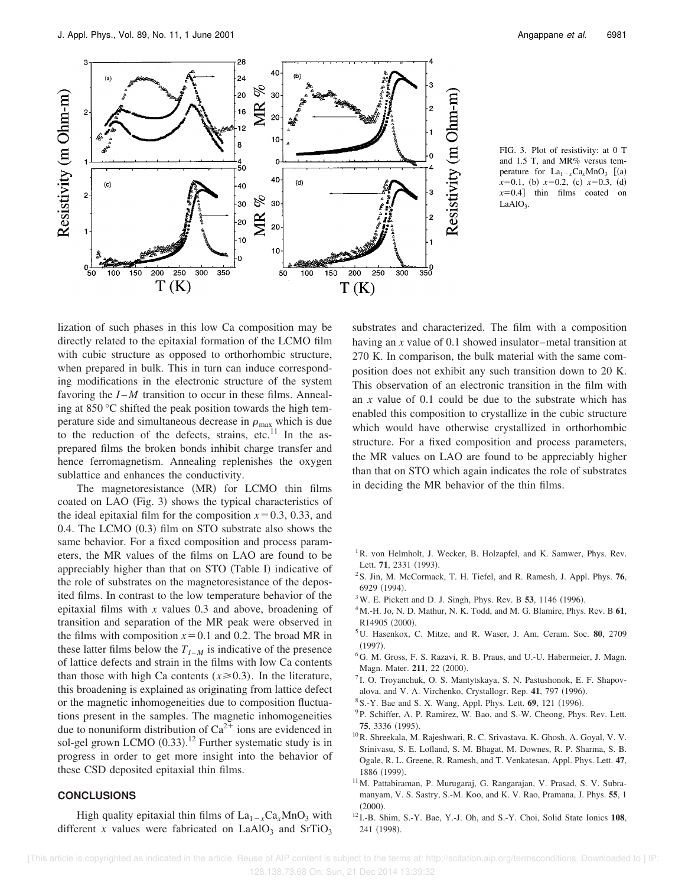(a)
(b)
(c)
(d)
Resistivity (m Ohm-m)
MR %
T (K)

FIG. 3. Plot of resistivity: at 0 T and 1.5 T, and MR% versus temperature for $La_{1-x}Ca_xMnO_3$ [(a) $x=0.1$, (b) $x=0.2$, (c) $x=0.3$, (d) $x=0.4$] thin films coated on $LaAlO_3$.

lization of such phases in this low Ca composition may be directly related to the epitaxial formation of the LCMO film with cubic structure as opposed to orthorhombic structure, when prepared in bulk. This in turn can induce corresponding modifications in the electronic structure of the system favoring the $I-M$ transition to occur in these films. Annealing at 850 °C shifted the peak position towards the high temperature side and simultaneous decrease in $\rho_{max}$ which is due to the reduction of the defects, strains, etc.[11] In the as-prepared films the broken bonds inhibit charge transfer and hence ferromagnetism. Annealing replenishes the oxygen sublattice and enhances the conductivity.

The magnetoresistance (MR) for LCMO thin films coated on LAO (Fig. 3) shows the typical characteristics of the ideal epitaxial film for the composition $x=0.3$, 0.33, and 0.4. The LCMO (0.3) film on STO substrate also shows the same behavior. For a fixed composition and process parameters, the MR values of the films on LAO are found to be appreciably higher than that on STO (Table I) indicative of the role of substrates on the magnetoresistance of the deposited films. In contrast to the low temperature behavior of the epitaxial films with $x$ values 0.3 and above, broadening of transition and separation of the MR peak were observed in the films with composition $x=0.1$ and 0.2. The broad MR in these latter films below the $T_{I-M}$ is indicative of the presence of lattice defects and strain in the films with low Ca contents than those with high Ca contents ($x \geq 0.3$). In the literature, this broadening is explained as originating from lattice defect or the magnetic inhomogeneities due to composition fluctuations present in the samples. The magnetic inhomogeneities due to nonuniform distribution of $Ca^{2+}$ ions are evidenced in sol-gel grown LCMO (0.33).[12] Further systematic study is in progress in order to get more insight into the behavior of these CSD deposited epitaxial thin films.

## CONCLUSIONS

High quality epitaxial thin films of $La_{1-x}Ca_xMnO_3$ with different $x$ values were fabricated on $LaAlO_3$ and $SrTiO_3$ substrates and characterized. The film with a composition having an $x$ value of 0.1 showed insulator–metal transition at 270 K. In comparison, the bulk material with the same composition does not exhibit any such transition down to 20 K. This observation of an electronic transition in the film with an $x$ value of 0.1 could be due to the substrate which has enabled this composition to crystallize in the cubic structure which would have otherwise crystallized in orthorhombic structure. For a fixed composition and process parameters, the MR values on LAO are found to be appreciably higher than that on STO which again indicates the role of substrates in deciding the MR behavior of the thin films.

[1] R. von Helmholt, J. Wecker, B. Holzapfel, and K. Samwer, Phys. Rev. Lett. **71**, 2331 (1993).
[2] S. Jin, M. McCormack, T. H. Tiefel, and R. Ramesh, J. Appl. Phys. **76**, 6929 (1994).
[3] W. E. Pickett and D. J. Singh, Phys. Rev. B **53**, 1146 (1996).
[4] M.-H. Jo, N. D. Mathur, N. K. Todd, and M. G. Blamire, Phys. Rev. B **61**, R14905 (2000).
[5] U. Hasenkox, C. Mitze, and R. Waser, J. Am. Ceram. Soc. **80**, 2709 (1997).
[6] G. M. Gross, F. S. Razavi, R. B. Praus, and U.-J. Habermeier, J. Magn. Magn. Mater. **211**, 22 (2000).
[7] I. O. Troyanchuk, O. S. Mantytskaya, S. N. Pastushonok, E. F. Shapovalova, and V. A. Virchenko, Crystallogr. Rep. **41**, 797 (1996).
[8] S.-Y. Bae and S. X. Wang, Appl. Phys. Lett. **69**, 121 (1996).
[9] P. Schiffer, A. P. Ramirez, W. Bao, and S.-W. Cheong, Phys. Rev. Lett. **75**, 3336 (1995).
[10] R. Shreekala, M. Rajeshwari, R. C. Srivastava, K. Ghosh, A. Goyal, V. V. Srinivasu, S. E. Lofland, S. M. Bhagat, M. Downes, R. P. Sharma, S. B. Ogale, R. L. Greene, R. Ramesh, and T. Venkatesan, Appl. Phys. Lett. **47**, 1886 (1999).
[11] M. Pattabiraman, P. Murugaraj, G. Rangarajan, V. Prasad, S. V. Subramanyam, V. S. Sastry, S.-M. Koo, and K. V. Rao, Pramana, J. Phys. **55**, 1 (2000).
[12] I.-B. Shim, S.-Y. Bae, Y.-J. Oh, and S.-Y. Choi, Solid State Ionics **108**, 241 (1998).